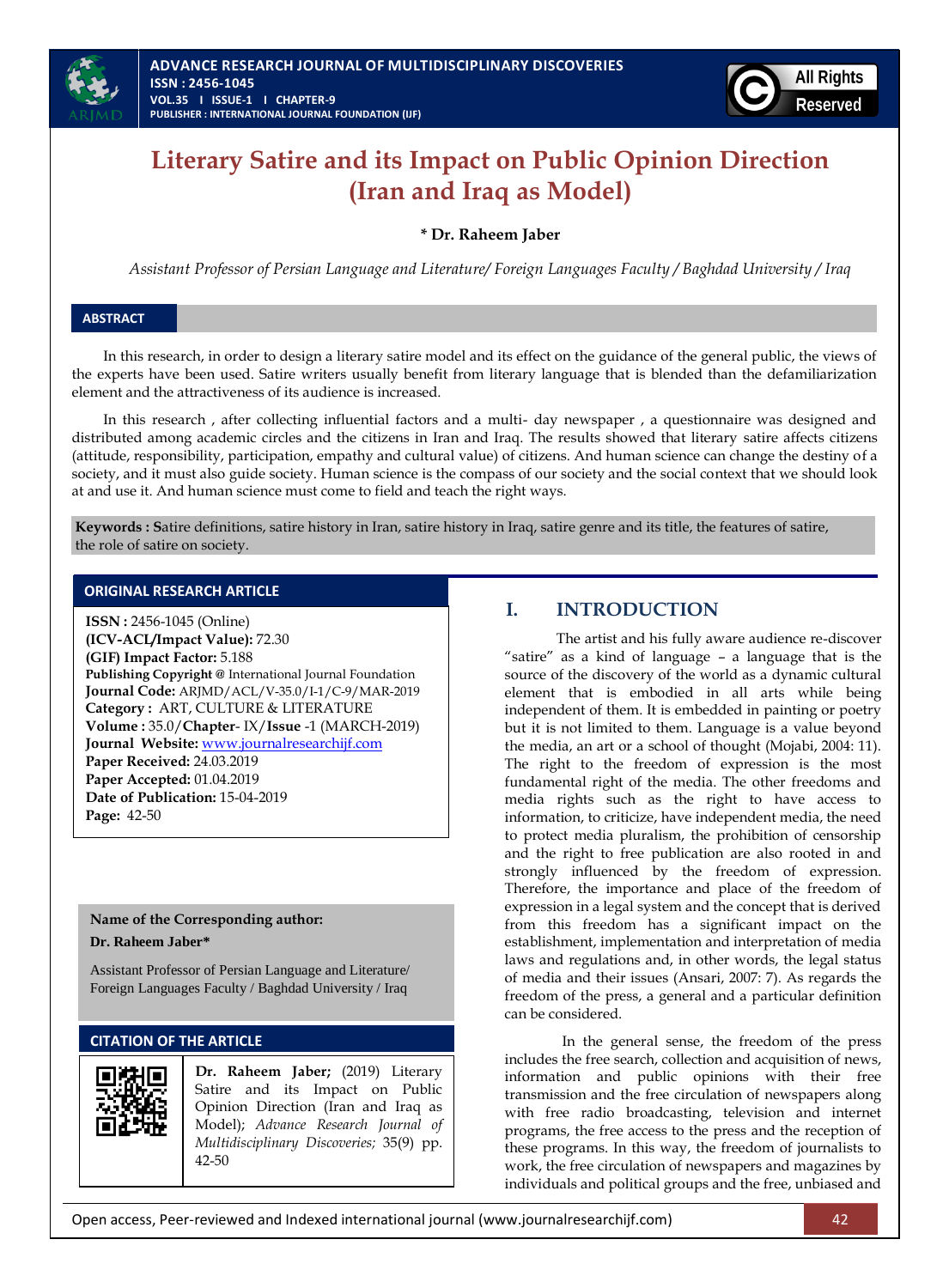# Literary Satire and its Impact on Public Opinion Direction (Iran and Iraq as Model)

**\* Dr. Raheem Jaber**

*Assistant Professor of Persian Language and Literature/ Foreign Languages Faculty / Baghdad University / Iraq*

## ABSTRACT

In this research, in order to design a literary satire model and its effect on the guidance of the general public, the views of the experts have been used. Satire writers usually benefit from literary language that is blended than the defamiliarization element and the attractiveness of its audience is increased.

In this research , after collecting influential factors and a multi- day newspaper , a questionnaire was designed and distributed among academic circles and the citizens in Iran and Iraq. The results showed that literary satire affects citizens (attitude, responsibility, participation, empathy and cultural value) of citizens. And human science can change the destiny of a society, and it must also guide society. Human science is the compass of our society and the social context that we should look at and use it. And human science must come to field and teach the right ways.

**Keywords :** Satire definitions, satire history in Iran, satire history in Iraq, satire genre and its title, the features of satire, the role of satire on society.

## ORIGINAL RESEARCH ARTICLE

**ISSN :** 2456-1045 (Online)
**(ICV-ACL/Impact Value):** 72.30
**(GIF) Impact Factor:** 5.188
**Publishing Copyright @** International Journal Foundation
**Journal Code:** ARJMD/ACL/V-35.0/I-1/C-9/MAR-2019
**Category :** ART, CULTURE & LITERATURE
**Volume :** 35.0/**Chapter**- IX/**Issue** -1 (MARCH-2019)
**Journal Website:** www.journalresearchijf.com
**Paper Received:** 24.03.2019
**Paper Accepted:** 01.04.2019
**Date of Publication:** 15-04-2019
**Page:** 42-50

**Name of the Corresponding author:**
**Dr. Raheem Jaber\***

Assistant Professor of Persian Language and Literature/ Foreign Languages Faculty / Baghdad University / Iraq

## CITATION OF THE ARTICLE

**Dr. Raheem Jaber;** (2019) Literary Satire and its Impact on Public Opinion Direction (Iran and Iraq as Model); *Advance Research Journal of Multidisciplinary Discoveries;* 35(9) pp. 42-50

## I. INTRODUCTION

The artist and his fully aware audience re-discover "satire" as a kind of language – a language that is the source of the discovery of the world as a dynamic cultural element that is embodied in all arts while being independent of them. It is embedded in painting or poetry but it is not limited to them. Language is a value beyond the media, an art or a school of thought (Mojabi, 2004: 11). The right to the freedom of expression is the most fundamental right of the media. The other freedoms and media rights such as the right to have access to information, to criticize, have independent media, the need to protect media pluralism, the prohibition of censorship and the right to free publication are also rooted in and strongly influenced by the freedom of expression. Therefore, the importance and place of the freedom of expression in a legal system and the concept that is derived from this freedom has a significant impact on the establishment, implementation and interpretation of media laws and regulations and, in other words, the legal status of media and their issues (Ansari, 2007: 7). As regards the freedom of the press, a general and a particular definition can be considered.

In the general sense, the freedom of the press includes the free search, collection and acquisition of news, information and public opinions with their free transmission and the free circulation of newspapers along with free radio broadcasting, television and internet programs, the free access to the press and the reception of these programs. In this way, the freedom of journalists to work, the free circulation of newspapers and magazines by individuals and political groups and the free, unbiased and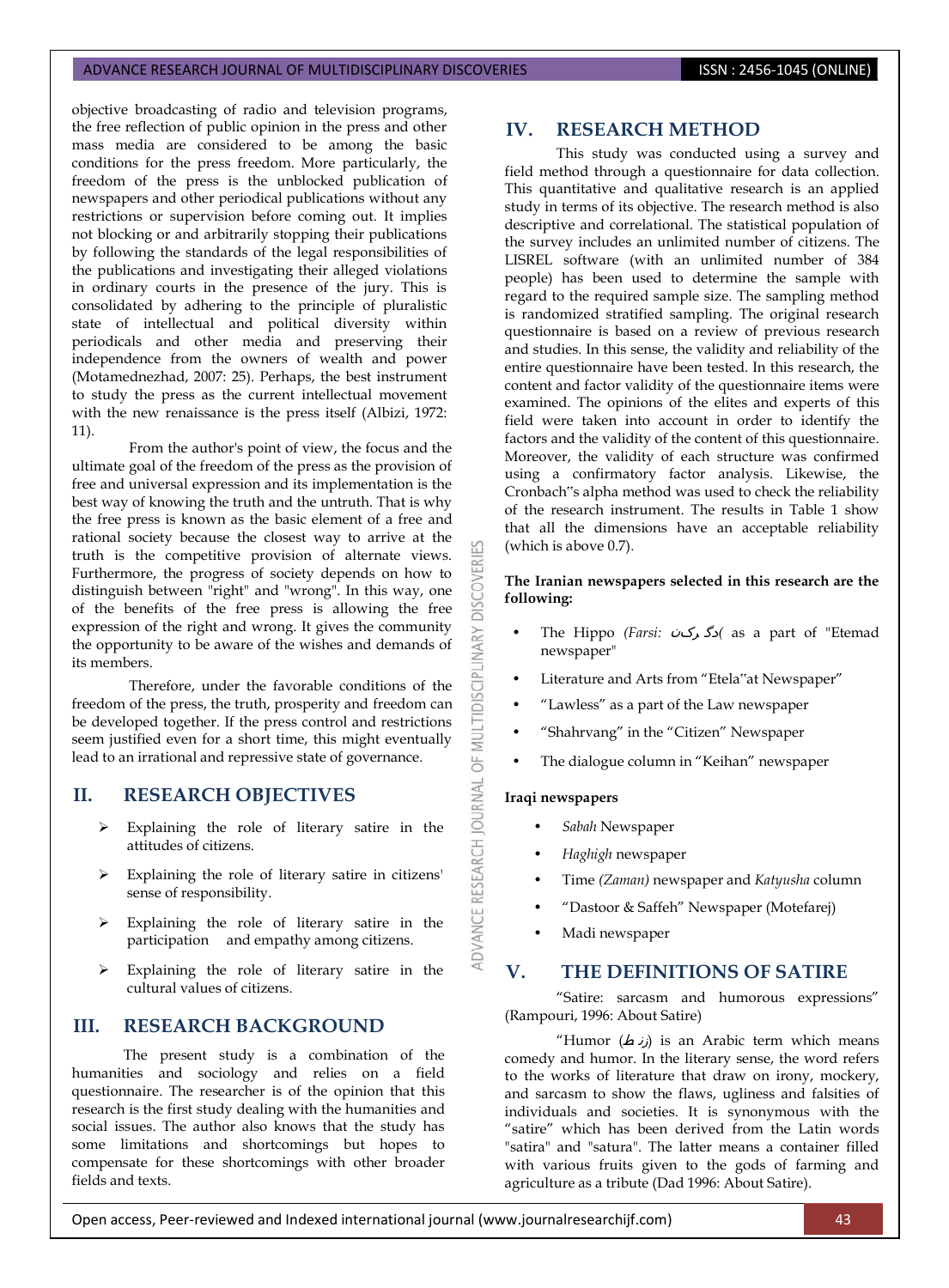objective broadcasting of radio and television programs, the free reflection of public opinion in the press and other mass media are considered to be among the basic conditions for the press freedom. More particularly, the freedom of the press is the unblocked publication of newspapers and other periodical publications without any restrictions or supervision before coming out. It implies not blocking or and arbitrarily stopping their publications by following the standards of the legal responsibilities of the publications and investigating their alleged violations in ordinary courts in the presence of the jury. This is consolidated by adhering to the principle of pluralistic state of intellectual and political diversity within periodicals and other media and preserving their independence from the owners of wealth and power (Motamednezhad, 2007: 25). Perhaps, the best instrument to study the press as the current intellectual movement with the new renaissance is the press itself (Albizi, 1972: 11).

From the author's point of view, the focus and the ultimate goal of the freedom of the press as the provision of free and universal expression and its implementation is the best way of knowing the truth and the untruth. That is why the free press is known as the basic element of a free and rational society because the closest way to arrive at the truth is the competitive provision of alternate views. Furthermore, the progress of society depends on how to distinguish between "right" and "wrong". In this way, one of the benefits of the free press is allowing the free expression of the right and wrong. It gives the community the opportunity to be aware of the wishes and demands of its members.

Therefore, under the favorable conditions of the freedom of the press, the truth, prosperity and freedom can be developed together. If the press control and restrictions seem justified even for a short time, this might eventually lead to an irrational and repressive state of governance.

## II. RESEARCH OBJECTIVES

- Explaining the role of literary satire in the attitudes of citizens.
- Explaining the role of literary satire in citizens' sense of responsibility.
- Explaining the role of literary satire in the participation and empathy among citizens.
- Explaining the role of literary satire in the cultural values of citizens.

## III. RESEARCH BACKGROUND

The present study is a combination of the humanities and sociology and relies on a field questionnaire. The researcher is of the opinion that this research is the first study dealing with the humanities and social issues. The author also knows that the study has some limitations and shortcomings but hopes to compensate for these shortcomings with other broader fields and texts.

## IV. RESEARCH METHOD

This study was conducted using a survey and field method through a questionnaire for data collection. This quantitative and qualitative research is an applied study in terms of its objective. The research method is also descriptive and correlational. The statistical population of the survey includes an unlimited number of citizens. The LISREL software (with an unlimited number of 384 people) has been used to determine the sample with regard to the required sample size. The sampling method is randomized stratified sampling. The original research questionnaire is based on a review of previous research and studies. In this sense, the validity and reliability of the entire questionnaire have been tested. In this research, the content and factor validity of the questionnaire items were examined. The opinions of the elites and experts of this field were taken into account in order to identify the factors and the validity of the content of this questionnaire. Moreover, the validity of each structure was confirmed using a confirmatory factor analysis. Likewise, the Cronbach"s alpha method was used to check the reliability of the research instrument. The results in Table 1 show that all the dimensions have an acceptable reliability (which is above 0.7).

**The Iranian newspapers selected in this research are the following:**

- The Hippo *(Farsi: دگ رکن(* as a part of "Etemad newspaper"
- Literature and Arts from "Etela"at Newspaper"
- "Lawless" as a part of the Law newspaper
- "Shahrvang" in the "Citizen" Newspaper
- The dialogue column in "Keihan" newspaper

**Iraqi newspapers**

- *Sabah* Newspaper
- *Haghigh* newspaper
- Time *(Zaman)* newspaper and *Katyusha* column
- "Dastoor & Saffeh" Newspaper (Motefarej)
- Madi newspaper

## V. THE DEFINITIONS OF SATIRE

"Satire: sarcasm and humorous expressions" (Rampouri, 1996: About Satire)

"Humor (طنز) is an Arabic term which means comedy and humor. In the literary sense, the word refers to the works of literature that draw on irony, mockery, and sarcasm to show the flaws, ugliness and falsities of individuals and societies. It is synonymous with the "satire" which has been derived from the Latin words "satira" and "satura". The latter means a container filled with various fruits given to the gods of farming and agriculture as a tribute (Dad 1996: About Satire).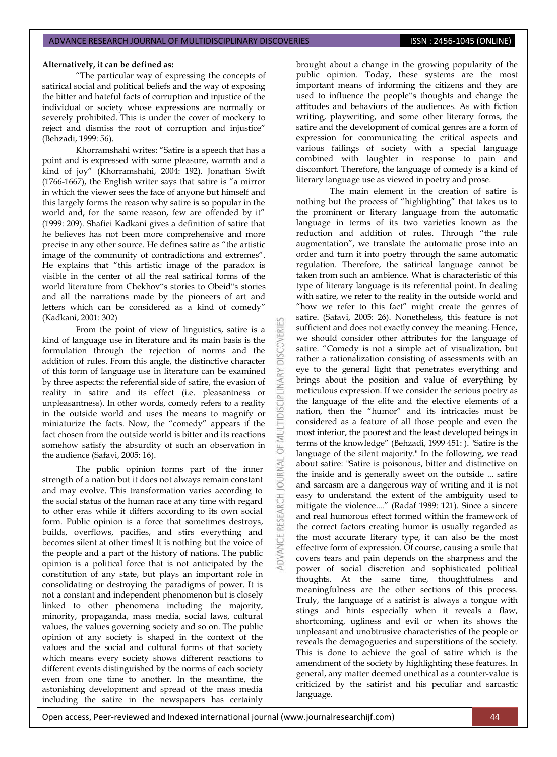**Alternatively, it can be defined as:**

"The particular way of expressing the concepts of satirical social and political beliefs and the way of exposing the bitter and hateful facts of corruption and injustice of the individual or society whose expressions are normally or severely prohibited. This is under the cover of mockery to reject and dismiss the root of corruption and injustice" (Behzadi, 1999: 56).

Khorramshahi writes: "Satire is a speech that has a point and is expressed with some pleasure, warmth and a kind of joy" (Khorramshahi, 2004: 192). Jonathan Swift (1766-1667), the English writer says that satire is "a mirror in which the viewer sees the face of anyone but himself and this largely forms the reason why satire is so popular in the world and, for the same reason, few are offended by it" (1999: 209). Shafiei Kadkani gives a definition of satire that he believes has not been more comprehensive and more precise in any other source. He defines satire as "the artistic image of the community of contradictions and extremes". He explains that "this artistic image of the paradox is visible in the center of all the real satirical forms of the world literature from Chekhov"s stories to Obeid"s stories and all the narrations made by the pioneers of art and letters which can be considered as a kind of comedy" (Kadkani, 2001: 302)

From the point of view of linguistics, satire is a kind of language use in literature and its main basis is the formulation through the rejection of norms and the addition of rules. From this angle, the distinctive character of this form of language use in literature can be examined by three aspects: the referential side of satire, the evasion of reality in satire and its effect (i.e. pleasantness or unpleasantness). In other words, comedy refers to a reality in the outside world and uses the means to magnify or miniaturize the facts. Now, the "comedy" appears if the fact chosen from the outside world is bitter and its reactions somehow satisfy the absurdity of such an observation in the audience (Safavi, 2005: 16).

The public opinion forms part of the inner strength of a nation but it does not always remain constant and may evolve. This transformation varies according to the social status of the human race at any time with regard to other eras while it differs according to its own social form. Public opinion is a force that sometimes destroys, builds, overflows, pacifies, and stirs everything and becomes silent at other times! It is nothing but the voice of the people and a part of the history of nations. The public opinion is a political force that is not anticipated by the constitution of any state, but plays an important role in consolidating or destroying the paradigms of power. It is not a constant and independent phenomenon but is closely linked to other phenomena including the majority, minority, propaganda, mass media, social laws, cultural values, the values governing society and so on. The public opinion of any society is shaped in the context of the values and the social and cultural forms of that society which means every society shows different reactions to different events distinguished by the norms of each society even from one time to another. In the meantime, the astonishing development and spread of the mass media including the satire in the newspapers has certainly brought about a change in the growing popularity of the public opinion. Today, these systems are the most important means of informing the citizens and they are used to influence the people"s thoughts and change the attitudes and behaviors of the audiences. As with fiction writing, playwriting, and some other literary forms, the satire and the development of comical genres are a form of expression for communicating the critical aspects and various failings of society with a special language combined with laughter in response to pain and discomfort. Therefore, the language of comedy is a kind of literary language use as viewed in poetry and prose.

The main element in the creation of satire is nothing but the process of "highlighting" that takes us to the prominent or literary language from the automatic language in terms of its two varieties known as the reduction and addition of rules. Through "the rule augmentation", we translate the automatic prose into an order and turn it into poetry through the same automatic regulation. Therefore, the satirical language cannot be taken from such an ambience. What is characteristic of this type of literary language is its referential point. In dealing with satire, we refer to the reality in the outside world and "how we refer to this fact" might create the genres of satire. (Safavi, 2005: 26). Nonetheless, this feature is not sufficient and does not exactly convey the meaning. Hence, we should consider other attributes for the language of satire. "Comedy is not a simple act of visualization, but rather a rationalization consisting of assessments with an eye to the general light that penetrates everything and brings about the position and value of everything by meticulous expression. If we consider the serious poetry as the language of the elite and the elective elements of a nation, then the "humor" and its intricacies must be considered as a feature of all those people and even the most inferior, the poorest and the least developed beings in terms of the knowledge" (Behzadi, 1999 451: ). "Satire is the language of the silent majority." In the following, we read about satire: "Satire is poisonous, bitter and distinctive on the inside and is generally sweet on the outside ... satire and sarcasm are a dangerous way of writing and it is not easy to understand the extent of the ambiguity used to mitigate the violence...." (Radaf 1989: 121). Since a sincere and real humorous effect formed within the framework of the correct factors creating humor is usually regarded as the most accurate literary type, it can also be the most effective form of expression. Of course, causing a smile that covers tears and pain depends on the sharpness and the power of social discretion and sophisticated political thoughts. At the same time, thoughtfulness and meaningfulness are the other sections of this process. Truly, the language of a satirist is always a tongue with stings and hints especially when it reveals a flaw, shortcoming, ugliness and evil or when its shows the unpleasant and unobtrusive characteristics of the people or reveals the demagogueries and superstitions of the society. This is done to achieve the goal of satire which is the amendment of the society by highlighting these features. In general, any matter deemed unethical as a counter-value is criticized by the satirist and his peculiar and sarcastic language.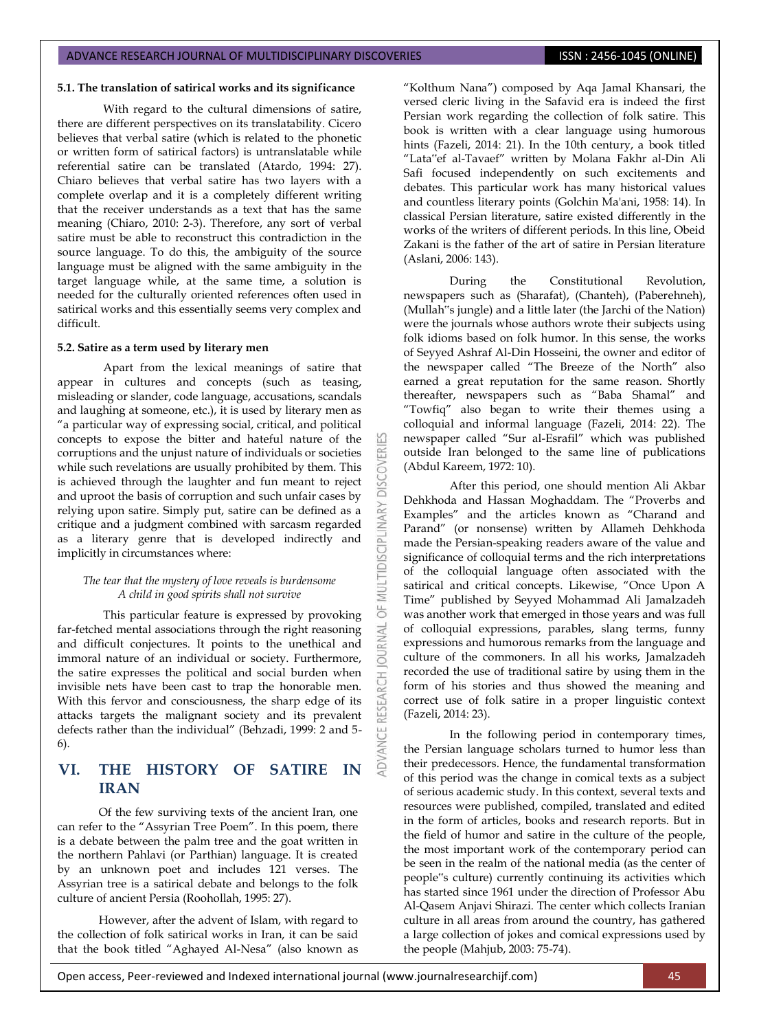### 5.1. The translation of satirical works and its significance

With regard to the cultural dimensions of satire, there are different perspectives on its translatability. Cicero believes that verbal satire (which is related to the phonetic or written form of satirical factors) is untranslatable while referential satire can be translated (Atardo, 1994: 27). Chiaro believes that verbal satire has two layers with a complete overlap and it is a completely different writing that the receiver understands as a text that has the same meaning (Chiaro, 2010: 2-3). Therefore, any sort of verbal satire must be able to reconstruct this contradiction in the source language. To do this, the ambiguity of the source language must be aligned with the same ambiguity in the target language while, at the same time, a solution is needed for the culturally oriented references often used in satirical works and this essentially seems very complex and difficult.

### 5.2. Satire as a term used by literary men

Apart from the lexical meanings of satire that appear in cultures and concepts (such as teasing, misleading or slander, code language, accusations, scandals and laughing at someone, etc.), it is used by literary men as "a particular way of expressing social, critical, and political concepts to expose the bitter and hateful nature of the corruptions and the unjust nature of individuals or societies while such revelations are usually prohibited by them. This is achieved through the laughter and fun meant to reject and uproot the basis of corruption and such unfair cases by relying upon satire. Simply put, satire can be defined as a critique and a judgment combined with sarcasm regarded as a literary genre that is developed indirectly and implicitly in circumstances where:

*The tear that the mystery of love reveals is burdensome*
*A child in good spirits shall not survive*

This particular feature is expressed by provoking far-fetched mental associations through the right reasoning and difficult conjectures. It points to the unethical and immoral nature of an individual or society. Furthermore, the satire expresses the political and social burden when invisible nets have been cast to trap the honorable men. With this fervor and consciousness, the sharp edge of its attacks targets the malignant society and its prevalent defects rather than the individual" (Behzadi, 1999: 2 and 5-6).

## VI. THE HISTORY OF SATIRE IN IRAN

Of the few surviving texts of the ancient Iran, one can refer to the "Assyrian Tree Poem". In this poem, there is a debate between the palm tree and the goat written in the northern Pahlavi (or Parthian) language. It is created by an unknown poet and includes 121 verses. The Assyrian tree is a satirical debate and belongs to the folk culture of ancient Persia (Roohollah, 1995: 27).

However, after the advent of Islam, with regard to the collection of folk satirical works in Iran, it can be said that the book titled "Aghayed Al-Nesa" (also known as "Kolthum Nana") composed by Aqa Jamal Khansari, the versed cleric living in the Safavid era is indeed the first Persian work regarding the collection of folk satire. This book is written with a clear language using humorous hints (Fazeli, 2014: 21). In the 10th century, a book titled "Lata"ef al-Tavaef" written by Molana Fakhr al-Din Ali Safi focused independently on such excitements and debates. This particular work has many historical values and countless literary points (Golchin Ma'ani, 1958: 14). In classical Persian literature, satire existed differently in the works of the writers of different periods. In this line, Obeid Zakani is the father of the art of satire in Persian literature (Aslani, 2006: 143).

During the Constitutional Revolution, newspapers such as (Sharafat), (Chanteh), (Paberehneh), (Mullah"s jungle) and a little later (the Jarchi of the Nation) were the journals whose authors wrote their subjects using folk idioms based on folk humor. In this sense, the works of Seyyed Ashraf Al-Din Hosseini, the owner and editor of the newspaper called "The Breeze of the North" also earned a great reputation for the same reason. Shortly thereafter, newspapers such as "Baba Shamal" and "Towfiq" also began to write their themes using a colloquial and informal language (Fazeli, 2014: 22). The newspaper called "Sur al-Esrafil" which was published outside Iran belonged to the same line of publications (Abdul Kareem, 1972: 10).

After this period, one should mention Ali Akbar Dehkhoda and Hassan Moghaddam. The "Proverbs and Examples" and the articles known as "Charand and Parand" (or nonsense) written by Allameh Dehkhoda made the Persian-speaking readers aware of the value and significance of colloquial terms and the rich interpretations of the colloquial language often associated with the satirical and critical concepts. Likewise, "Once Upon A Time" published by Seyyed Mohammad Ali Jamalzadeh was another work that emerged in those years and was full of colloquial expressions, parables, slang terms, funny expressions and humorous remarks from the language and culture of the commoners. In all his works, Jamalzadeh recorded the use of traditional satire by using them in the form of his stories and thus showed the meaning and correct use of folk satire in a proper linguistic context (Fazeli, 2014: 23).

In the following period in contemporary times, the Persian language scholars turned to humor less than their predecessors. Hence, the fundamental transformation of this period was the change in comical texts as a subject of serious academic study. In this context, several texts and resources were published, compiled, translated and edited in the form of articles, books and research reports. But in the field of humor and satire in the culture of the people, the most important work of the contemporary period can be seen in the realm of the national media (as the center of people"s culture) currently continuing its activities which has started since 1961 under the direction of Professor Abu Al-Qasem Anjavi Shirazi. The center which collects Iranian culture in all areas from around the country, has gathered a large collection of jokes and comical expressions used by the people (Mahjub, 2003: 75-74).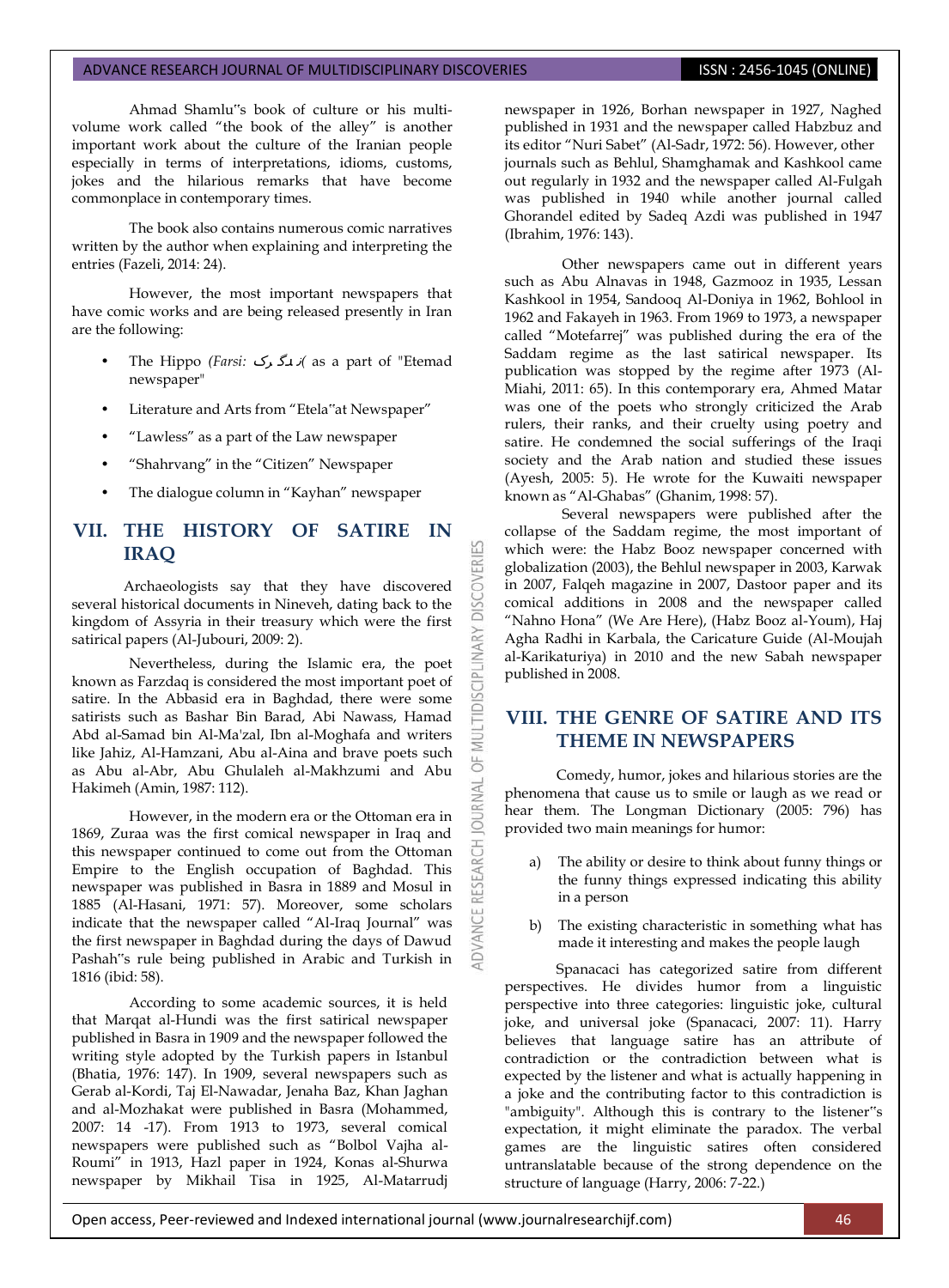Ahmad Shamlu''s book of culture or his multi-volume work called "the book of the alley" is another important work about the culture of the Iranian people especially in terms of interpretations, idioms, customs, jokes and the hilarious remarks that have become commonplace in contemporary times.

The book also contains numerous comic narratives written by the author when explaining and interpreting the entries (Fazeli, 2014: 24).

However, the most important newspapers that have comic works and are being released presently in Iran are the following:

- The Hippo *(Farsi:* کرگدن*)* as a part of "Etemad newspaper"
- Literature and Arts from "Etela''at Newspaper"
- "Lawless" as a part of the Law newspaper
- "Shahrvang" in the "Citizen" Newspaper
- The dialogue column in "Kayhan" newspaper

## VII. THE HISTORY OF SATIRE IN IRAQ

Archaeologists say that they have discovered several historical documents in Nineveh, dating back to the kingdom of Assyria in their treasury which were the first satirical papers (Al-Jubouri, 2009: 2).

Nevertheless, during the Islamic era, the poet known as Farzdaq is considered the most important poet of satire. In the Abbasid era in Baghdad, there were some satirists such as Bashar Bin Barad, Abi Nawass, Hamad Abd al-Samad bin Al-Ma'zal, Ibn al-Moghafa and writers like Jahiz, Al-Hamzani, Abu al-Aina and brave poets such as Abu al-Abr, Abu Ghulaleh al-Makhzumi and Abu Hakimeh (Amin, 1987: 112).

However, in the modern era or the Ottoman era in 1869, Zuraa was the first comical newspaper in Iraq and this newspaper continued to come out from the Ottoman Empire to the English occupation of Baghdad. This newspaper was published in Basra in 1889 and Mosul in 1885 (Al-Hasani, 1971: 57). Moreover, some scholars indicate that the newspaper called "Al-Iraq Journal" was the first newspaper in Baghdad during the days of Dawud Pashah''s rule being published in Arabic and Turkish in 1816 (ibid: 58).

According to some academic sources, it is held that Marqat al-Hundi was the first satirical newspaper published in Basra in 1909 and the newspaper followed the writing style adopted by the Turkish papers in Istanbul (Bhatia, 1976: 147). In 1909, several newspapers such as Gerab al-Kordi, Taj El-Nawadar, Jenaha Baz, Khan Jaghan and al-Mozhakat were published in Basra (Mohammed, 2007: 14 -17). From 1913 to 1973, several comical newspapers were published such as "Bolbol Vajha al-Roumi" in 1913, Hazl paper in 1924, Konas al-Shurwa newspaper by Mikhail Tisa in 1925, Al-Matarrudj newspaper in 1926, Borhan newspaper in 1927, Naghed published in 1931 and the newspaper called Habzbuz and its editor "Nuri Sabet" (Al-Sadr, 1972: 56). However, other journals such as Behlul, Shamghamak and Kashkool came out regularly in 1932 and the newspaper called Al-Fulgah was published in 1940 while another journal called Ghorandel edited by Sadeq Azdi was published in 1947 (Ibrahim, 1976: 143).

Other newspapers came out in different years such as Abu Alnavas in 1948, Gazmooz in 1935, Lessan Kashkool in 1954, Sandooq Al-Doniya in 1962, Bohlool in 1962 and Fakayeh in 1963. From 1969 to 1973, a newspaper called "Motefarrej" was published during the era of the Saddam regime as the last satirical newspaper. Its publication was stopped by the regime after 1973 (Al-Miahi, 2011: 65). In this contemporary era, Ahmed Matar was one of the poets who strongly criticized the Arab rulers, their ranks, and their cruelty using poetry and satire. He condemned the social sufferings of the Iraqi society and the Arab nation and studied these issues (Ayesh, 2005: 5). He wrote for the Kuwaiti newspaper known as "Al-Ghabas" (Ghanim, 1998: 57).

Several newspapers were published after the collapse of the Saddam regime, the most important of which were: the Habz Booz newspaper concerned with globalization (2003), the Behlul newspaper in 2003, Karwak in 2007, Falqeh magazine in 2007, Dastoor paper and its comical additions in 2008 and the newspaper called "Nahno Hona" (We Are Here), (Habz Booz al-Youm), Haj Agha Radhi in Karbala, the Caricature Guide (Al-Moujah al-Karikaturiya) in 2010 and the new Sabah newspaper published in 2008.

## VIII. THE GENRE OF SATIRE AND ITS THEME IN NEWSPAPERS

Comedy, humor, jokes and hilarious stories are the phenomena that cause us to smile or laugh as we read or hear them. The Longman Dictionary (2005: 796) has provided two main meanings for humor:

a) The ability or desire to think about funny things or the funny things expressed indicating this ability in a person

b) The existing characteristic in something what has made it interesting and makes the people laugh

Spanacaci has categorized satire from different perspectives. He divides humor from a linguistic perspective into three categories: linguistic joke, cultural joke, and universal joke (Spanacaci, 2007: 11). Harry believes that language satire has an attribute of contradiction or the contradiction between what is expected by the listener and what is actually happening in a joke and the contributing factor to this contradiction is "ambiguity". Although this is contrary to the listener''s expectation, it might eliminate the paradox. The verbal games are the linguistic satires often considered untranslatable because of the strong dependence on the structure of language (Harry, 2006: 7-22.)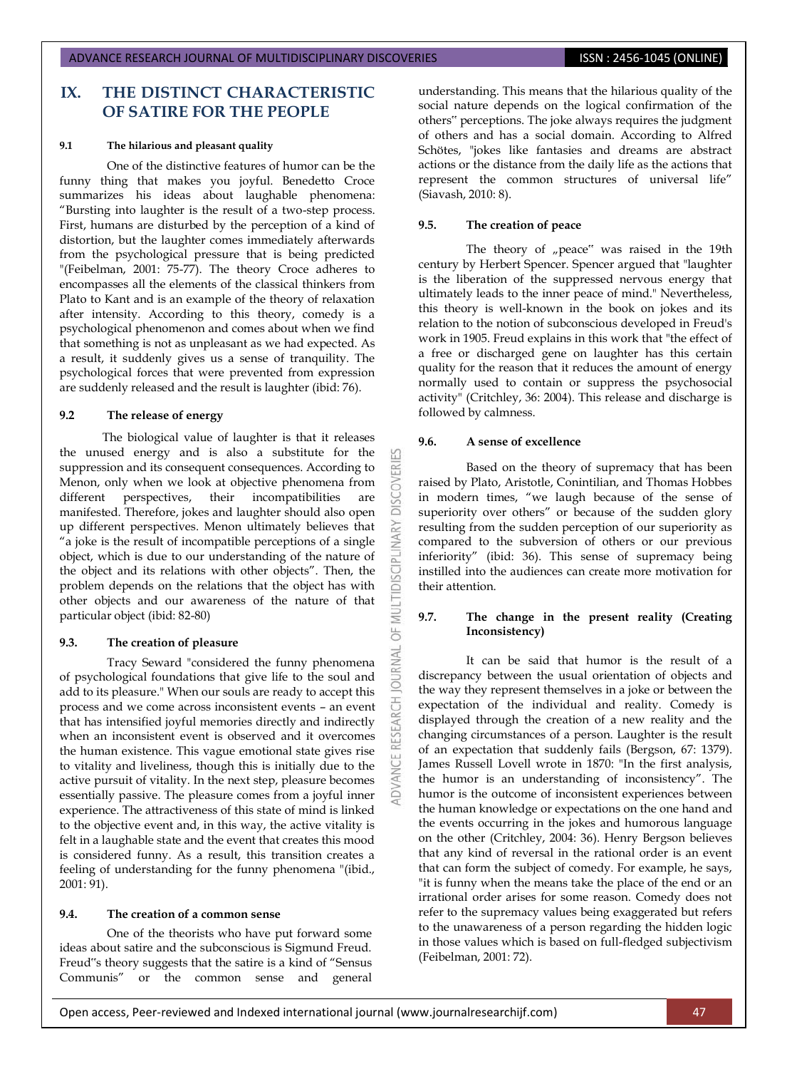## IX. THE DISTINCT CHARACTERISTIC OF SATIRE FOR THE PEOPLE

### 9.1 The hilarious and pleasant quality

One of the distinctive features of humor can be the funny thing that makes you joyful. Benedetto Croce summarizes his ideas about laughable phenomena: "Bursting into laughter is the result of a two-step process. First, humans are disturbed by the perception of a kind of distortion, but the laughter comes immediately afterwards from the psychological pressure that is being predicted "(Feibelman, 2001: 75-77). The theory Croce adheres to encompasses all the elements of the classical thinkers from Plato to Kant and is an example of the theory of relaxation after intensity. According to this theory, comedy is a psychological phenomenon and comes about when we find that something is not as unpleasant as we had expected. As a result, it suddenly gives us a sense of tranquility. The psychological forces that were prevented from expression are suddenly released and the result is laughter (ibid: 76).

### 9.2 The release of energy

The biological value of laughter is that it releases the unused energy and is also a substitute for the suppression and its consequent consequences. According to Menon, only when we look at objective phenomena from different perspectives, their incompatibilities are manifested. Therefore, jokes and laughter should also open up different perspectives. Menon ultimately believes that "a joke is the result of incompatible perceptions of a single object, which is due to our understanding of the nature of the object and its relations with other objects". Then, the problem depends on the relations that the object has with other objects and our awareness of the nature of that particular object (ibid: 82-80)

### 9.3. The creation of pleasure

Tracy Seward "considered the funny phenomena of psychological foundations that give life to the soul and add to its pleasure." When our souls are ready to accept this process and we come across inconsistent events – an event that has intensified joyful memories directly and indirectly when an inconsistent event is observed and it overcomes the human existence. This vague emotional state gives rise to vitality and liveliness, though this is initially due to the active pursuit of vitality. In the next step, pleasure becomes essentially passive. The pleasure comes from a joyful inner experience. The attractiveness of this state of mind is linked to the objective event and, in this way, the active vitality is felt in a laughable state and the event that creates this mood is considered funny. As a result, this transition creates a feeling of understanding for the funny phenomena "(ibid., 2001: 91).

### 9.4. The creation of a common sense

One of the theorists who have put forward some ideas about satire and the subconscious is Sigmund Freud. Freud"s theory suggests that the satire is a kind of "Sensus Communis" or the common sense and general understanding. This means that the hilarious quality of the social nature depends on the logical confirmation of the others" perceptions. The joke always requires the judgment of others and has a social domain. According to Alfred Schötes, "jokes like fantasies and dreams are abstract actions or the distance from the daily life as the actions that represent the common structures of universal life" (Siavash, 2010: 8).

### 9.5. The creation of peace

The theory of „peace" was raised in the 19th century by Herbert Spencer. Spencer argued that "laughter is the liberation of the suppressed nervous energy that ultimately leads to the inner peace of mind." Nevertheless, this theory is well-known in the book on jokes and its relation to the notion of subconscious developed in Freud's work in 1905. Freud explains in this work that "the effect of a free or discharged gene on laughter has this certain quality for the reason that it reduces the amount of energy normally used to contain or suppress the psychosocial activity" (Critchley, 36: 2004). This release and discharge is followed by calmness.

### 9.6. A sense of excellence

Based on the theory of supremacy that has been raised by Plato, Aristotle, Conintilian, and Thomas Hobbes in modern times, "we laugh because of the sense of superiority over others" or because of the sudden glory resulting from the sudden perception of our superiority as compared to the subversion of others or our previous inferiority" (ibid: 36). This sense of supremacy being instilled into the audiences can create more motivation for their attention.

### 9.7. The change in the present reality (Creating Inconsistency)

It can be said that humor is the result of a discrepancy between the usual orientation of objects and the way they represent themselves in a joke or between the expectation of the individual and reality. Comedy is displayed through the creation of a new reality and the changing circumstances of a person. Laughter is the result of an expectation that suddenly fails (Bergson, 67: 1379). James Russell Lovell wrote in 1870: "In the first analysis, the humor is an understanding of inconsistency". The humor is the outcome of inconsistent experiences between the human knowledge or expectations on the one hand and the events occurring in the jokes and humorous language on the other (Critchley, 2004: 36). Henry Bergson believes that any kind of reversal in the rational order is an event that can form the subject of comedy. For example, he says, "it is funny when the means take the place of the end or an irrational order arises for some reason. Comedy does not refer to the supremacy values being exaggerated but refers to the unawareness of a person regarding the hidden logic in those values which is based on full-fledged subjectivism (Feibelman, 2001: 72).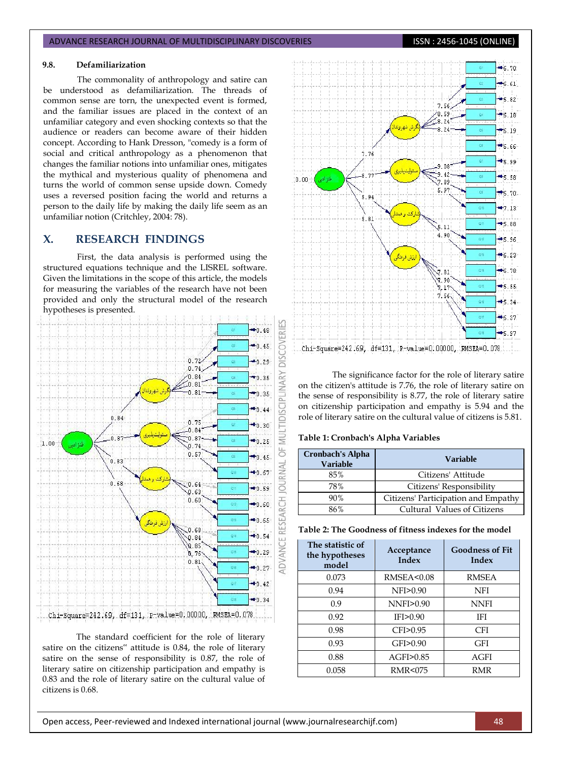### 9.8. Defamiliarization

The commonality of anthropology and satire can be understood as defamiliarization. The threads of common sense are torn, the unexpected event is formed, and the familiar issues are placed in the context of an unfamiliar category and even shocking contexts so that the audience or readers can become aware of their hidden concept. According to Hank Dresson, "comedy is a form of social and critical anthropology as a phenomenon that changes the familiar notions into unfamiliar ones, mitigates the mythical and mysterious quality of phenomena and turns the world of common sense upside down. Comedy uses a reversed position facing the world and returns a person to the daily life by making the daily life seem as an unfamiliar notion (Critchley, 2004: 78).

## X. RESEARCH FINDINGS

First, the data analysis is performed using the structured equations technique and the LISREL software. Given the limitations in the scope of this article, the models for measuring the variables of the research have not been provided and only the structural model of the research hypotheses is presented.

Chi-Square=242.69, df=131, P-value=0.00000, RMSEA=0.078

The standard coefficient for the role of literary satire on the citizens" attitude is 0.84, the role of literary satire on the sense of responsibility is 0.87, the role of literary satire on citizenship participation and empathy is 0.83 and the role of literary satire on the cultural value of citizens is 0.68.

Chi-Square=242.69, df=131, P-value=0.00000, RMSEA=0.078

The significance factor for the role of literary satire on the citizen's attitude is 7.76, the role of literary satire on the sense of responsibility is 8.77, the role of literary satire on citizenship participation and empathy is 5.94 and the role of literary satire on the cultural value of citizens is 5.81.

**Table 1: Cronbach's Alpha Variables**

| Cronbach's Alpha Variable | Variable |
|---|---|
| 85% | Citizens' Attitude |
| 78% | Citizens' Responsibility |
| 90% | Citizens' Participation and Empathy |
| 86% | Cultural Values of Citizens |

**Table 2: The Goodness of fitness indexes for the model**

| The statistic of the hypotheses model | Acceptance Index | Goodness of Fit Index |
|---|---|---|
| 0.073 | RMSEA<0.08 | RMSEA |
| 0.94 | NFI>0.90 | NFI |
| 0.9 | NNFI>0.90 | NNFI |
| 0.92 | IFI>0.90 | IFI |
| 0.98 | CFI>0.95 | CFI |
| 0.93 | GFI>0.90 | GFI |
| 0.88 | AGFI>0.85 | AGFI |
| 0.058 | RMR<075 | RMR |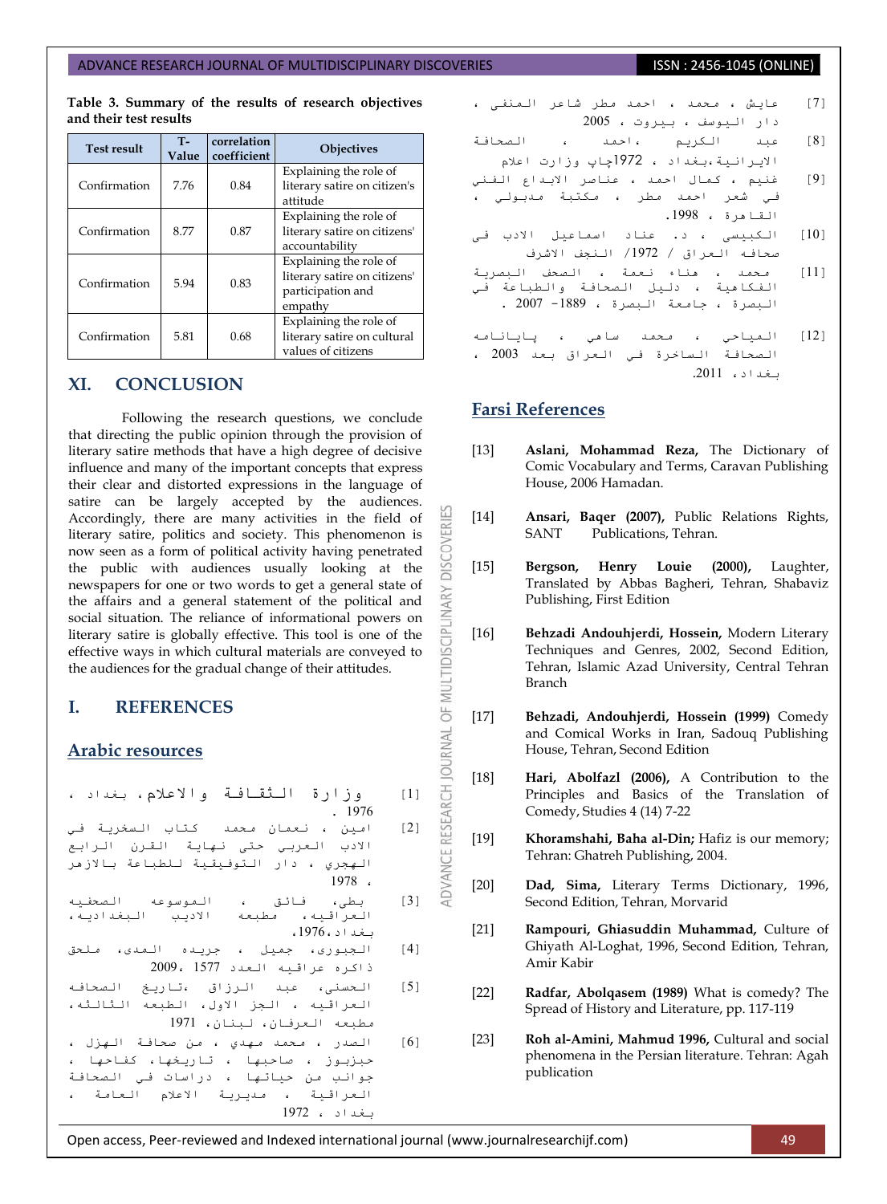**Table 3. Summary of the results of research objectives and their test results**

| Test result | T-Value | correlation coefficient | Objectives |
|---|---|---|---|
| Confirmation | 7.76 | 0.84 | Explaining the role of literary satire on citizen's attitude |
| Confirmation | 8.77 | 0.87 | Explaining the role of literary satire on citizens' accountability |
| Confirmation | 5.94 | 0.83 | Explaining the role of literary satire on citizens' participation and empathy |
| Confirmation | 5.81 | 0.68 | Explaining the role of literary satire on cultural values of citizens |

## XI. CONCLUSION

Following the research questions, we conclude that directing the public opinion through the provision of literary satire methods that have a high degree of decisive influence and many of the important concepts that express their clear and distorted expressions in the language of satire can be largely accepted by the audiences. Accordingly, there are many activities in the field of literary satire, politics and society. This phenomenon is now seen as a form of political activity having penetrated the public with audiences usually looking at the newspapers for one or two words to get a general state of the affairs and a general statement of the political and social situation. The reliance of informational powers on literary satire is globally effective. This tool is one of the effective ways in which cultural materials are conveyed to the audiences for the gradual change of their attitudes.

## I. REFERENCES

### Arabic resources

[1] وزارة الثقافة والاعلام، بغداد، 1976 .

[2] امين ، نعمان محمد كتاب السخرية في الادب العربي حتى نهاية القرن الرابع الهجري ، دار التوفيقية للطباعة بالازهر 1978 .

[3] بطي، فائق ، الموسوعه الصحفيه العراقيه، مطبعه الاديب البغداديه، بغداد،1976.

[4] الجبوري، جميل ، جريده المدى، ملحق ذاكره عراقيه العدد 1577 ،2009.

[5] الحسني، عبد الرزاق ،تاريخ الصحافه العراقيه ، الجز الاول، الطبعه الثالثه، مطبعه العرفان، لبنان، 1971

[6] الصدر ، محمد مهدي ، من صحافة الهزل ، حبزبوز ، صاحبها ، تاريخها، كفاحها ، جوانب من حياتها ، دراسات في الصحافة العراقية ، مديرية الاعلام العامة ، بغداد ، 1972

[7] عايش ، محمد ، احمد مطر شاعر المنفى ، دار اليوسف ، بيروت ، 2005

[8] عبد الكريم ،احمد ، الصحافة الايرانية،بغداد ، 1972چاپ وزارت اعلام

[9] غنيم ، كمال احمد ، عناصر الابداع الفني في شعر احمد مطر ، مكتبة مدبولي ، القاهرة ، 1998.

[10] الكبيسي ، د. عناد اسماعيل الادب في صحافه العراق / 1972/ النجف الاشرف

[11] محمد ، هناء نعمة ، الصحف البصرية الفكاهية ، دليل الصحافة والطباعة في البصرة ، جامعة البصرة ، 1889- 2007 .

[12] المياحي ، محمد ساهي ، پاپانامه الصحافة الساخرة في العراق بعد 2003 ، بغداد، 2011.

### Farsi References

[13] **Aslani, Mohammad Reza,** The Dictionary of Comic Vocabulary and Terms, Caravan Publishing House, 2006 Hamadan.

[14] **Ansari, Baqer (2007),** Public Relations Rights, SANT Publications, Tehran.

[15] **Bergson, Henry Louie (2000),** Laughter, Translated by Abbas Bagheri, Tehran, Shabaviz Publishing, First Edition

[16] **Behzadi Andouhjerdi, Hossein,** Modern Literary Techniques and Genres, 2002, Second Edition, Tehran, Islamic Azad University, Central Tehran Branch

[17] **Behzadi, Andouhjerdi, Hossein (1999)** Comedy and Comical Works in Iran, Sadouq Publishing House, Tehran, Second Edition

[18] **Hari, Abolfazl (2006),** A Contribution to the Principles and Basics of the Translation of Comedy, Studies 4 (14) 7-22

[19] **Khoramshahi, Baha al-Din;** Hafiz is our memory; Tehran: Ghatreh Publishing, 2004.

[20] **Dad, Sima,** Literary Terms Dictionary, 1996, Second Edition, Tehran, Morvarid

[21] **Rampouri, Ghiasuddin Muhammad,** Culture of Ghiyath Al-Loghat, 1996, Second Edition, Tehran, Amir Kabir

[22] **Radfar, Abolqasem (1989)** What is comedy? The Spread of History and Literature, pp. 117-119

[23] **Roh al-Amini, Mahmud 1996,** Cultural and social phenomena in the Persian literature. Tehran: Agah publication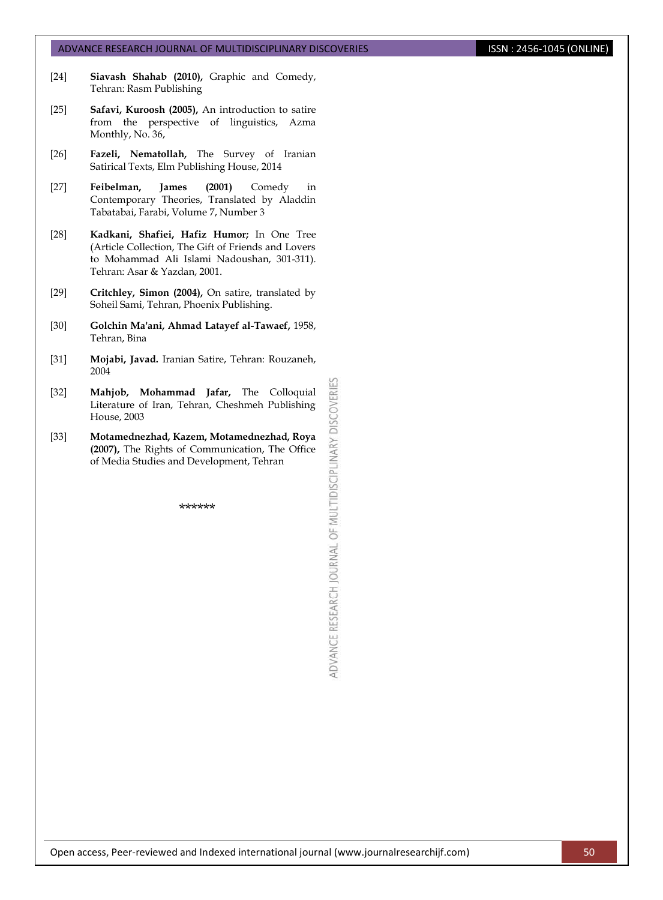[24] **Siavash Shahab (2010),** Graphic and Comedy, Tehran: Rasm Publishing

[25] **Safavi, Kuroosh (2005),** An introduction to satire from the perspective of linguistics, Azma Monthly, No. 36,

[26] **Fazeli, Nematollah,** The Survey of Iranian Satirical Texts, Elm Publishing House, 2014

[27] **Feibelman, James (2001)** Comedy in Contemporary Theories, Translated by Aladdin Tabatabai, Farabi, Volume 7, Number 3

[28] **Kadkani, Shafiei, Hafiz Humor;** In One Tree (Article Collection, The Gift of Friends and Lovers to Mohammad Ali Islami Nadoushan, 301-311). Tehran: Asar & Yazdan, 2001.

[29] **Critchley, Simon (2004),** On satire, translated by Soheil Sami, Tehran, Phoenix Publishing.

[30] **Golchin Ma'ani, Ahmad Latayef al-Tawaef,** 1958, Tehran, Bina

[31] **Mojabi, Javad.** Iranian Satire, Tehran: Rouzaneh, 2004

[32] **Mahjob, Mohammad Jafar,** The Colloquial Literature of Iran, Tehran, Cheshmeh Publishing House, 2003

[33] **Motamednezhad, Kazem, Motamednezhad, Roya (2007),** The Rights of Communication, The Office of Media Studies and Development, Tehran

******